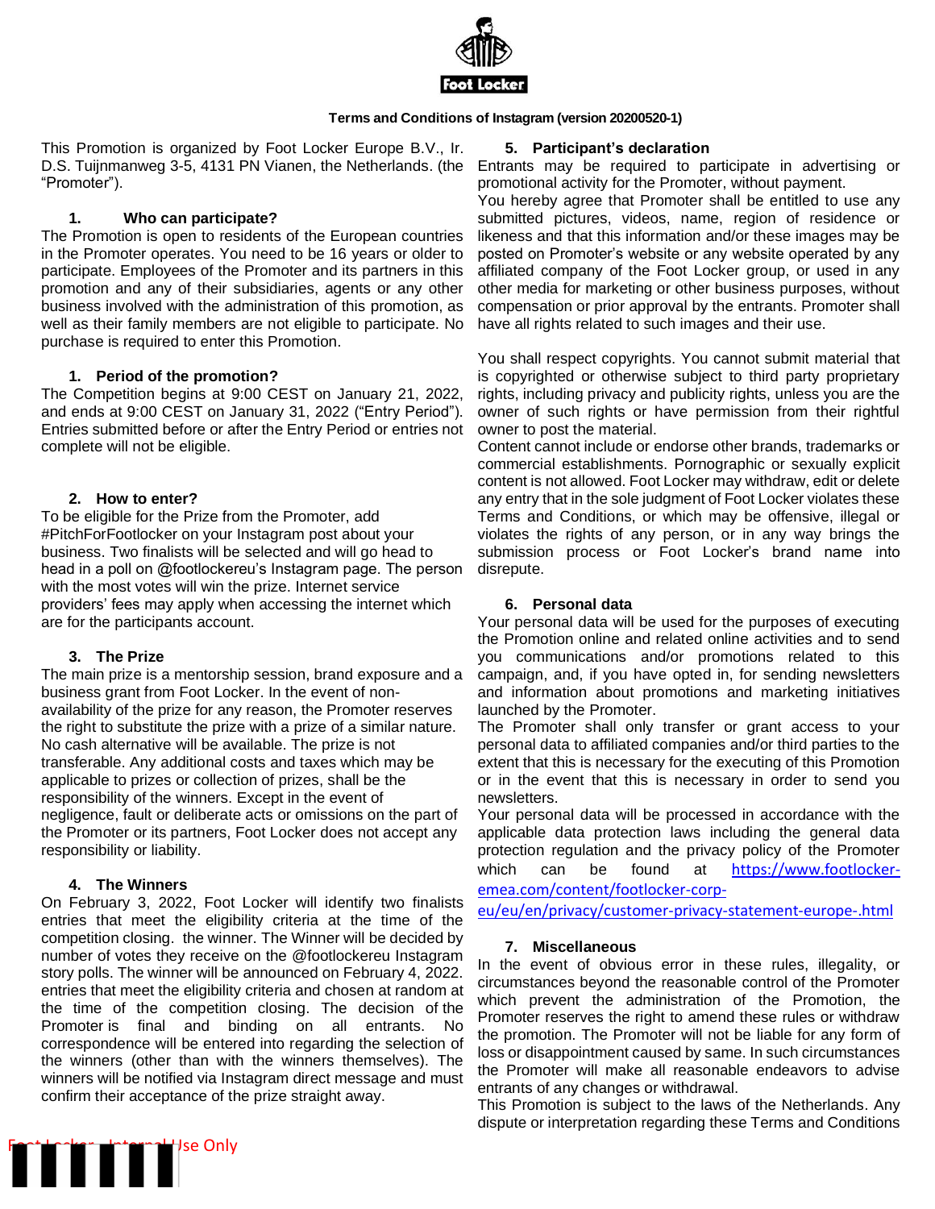**Terms and Conditions of Instagram (version 20200520-1)**

This Promotion is organized by Foot Locker Europe B.V., Ir. D.S. Tuijnmanweg 3-5, 4131 PN Vianen, the Netherlands. (the "Promoter").

## 1. Who can participate?

The Promotion is open to residents of the European countries in the Promoter operates. You need to be 16 years or older to participate. Employees of the Promoter and its partners in this promotion and any of their subsidiaries, agents or any other business involved with the administration of this promotion, as well as their family members are not eligible to participate. No purchase is required to enter this Promotion.

## 1. Period of the promotion?

The Competition begins at 9:00 CEST on January 21, 2022, and ends at 9:00 CEST on January 31, 2022 ("Entry Period"). Entries submitted before or after the Entry Period or entries not complete will not be eligible.

## 2. How to enter?

To be eligible for the Prize from the Promoter, add #PitchForFootlocker on your Instagram post about your business. Two finalists will be selected and will go head to head in a poll on @footlockereu's Instagram page. The person with the most votes will win the prize. Internet service providers' fees may apply when accessing the internet which are for the participants account.

## 3. The Prize

The main prize is a mentorship session, brand exposure and a business grant from Foot Locker. In the event of non-availability of the prize for any reason, the Promoter reserves the right to substitute the prize with a prize of a similar nature. No cash alternative will be available. The prize is not transferable. Any additional costs and taxes which may be applicable to prizes or collection of prizes, shall be the responsibility of the winners. Except in the event of negligence, fault or deliberate acts or omissions on the part of the Promoter or its partners, Foot Locker does not accept any responsibility or liability.

## 4. The Winners

On February 3, 2022, Foot Locker will identify two finalists entries that meet the eligibility criteria at the time of the competition closing. the winner. The Winner will be decided by number of votes they receive on the @footlockereu Instagram story polls. The winner will be announced on February 4, 2022. entries that meet the eligibility criteria and chosen at random at the time of the competition closing. The decision of the Promoter is final and binding on all entrants. No correspondence will be entered into regarding the selection of the winners (other than with the winners themselves). The winners will be notified via Instagram direct message and must confirm their acceptance of the prize straight away.

## 5. Participant's declaration

Entrants may be required to participate in advertising or promotional activity for the Promoter, without payment.

You hereby agree that Promoter shall be entitled to use any submitted pictures, videos, name, region of residence or likeness and that this information and/or these images may be posted on Promoter's website or any website operated by any affiliated company of the Foot Locker group, or used in any other media for marketing or other business purposes, without compensation or prior approval by the entrants. Promoter shall have all rights related to such images and their use.

You shall respect copyrights. You cannot submit material that is copyrighted or otherwise subject to third party proprietary rights, including privacy and publicity rights, unless you are the owner of such rights or have permission from their rightful owner to post the material.

Content cannot include or endorse other brands, trademarks or commercial establishments. Pornographic or sexually explicit content is not allowed. Foot Locker may withdraw, edit or delete any entry that in the sole judgment of Foot Locker violates these Terms and Conditions, or which may be offensive, illegal or violates the rights of any person, or in any way brings the submission process or Foot Locker's brand name into disrepute.

## 6. Personal data

Your personal data will be used for the purposes of executing the Promotion online and related online activities and to send you communications and/or promotions related to this campaign, and, if you have opted in, for sending newsletters and information about promotions and marketing initiatives launched by the Promoter.

The Promoter shall only transfer or grant access to your personal data to affiliated companies and/or third parties to the extent that this is necessary for the executing of this Promotion or in the event that this is necessary in order to send you newsletters.

Your personal data will be processed in accordance with the applicable data protection laws including the general data protection regulation and the privacy policy of the Promoter which can be found at https://www.footlocker-emea.com/content/footlocker-corp-eu/eu/en/privacy/customer-privacy-statement-europe-.html

## 7. Miscellaneous

In the event of obvious error in these rules, illegality, or circumstances beyond the reasonable control of the Promoter which prevent the administration of the Promotion, the Promoter reserves the right to amend these rules or withdraw the promotion. The Promoter will not be liable for any form of loss or disappointment caused by same. In such circumstances the Promoter will make all reasonable endeavors to advise entrants of any changes or withdrawal.

This Promotion is subject to the laws of the Netherlands. Any dispute or interpretation regarding these Terms and Conditions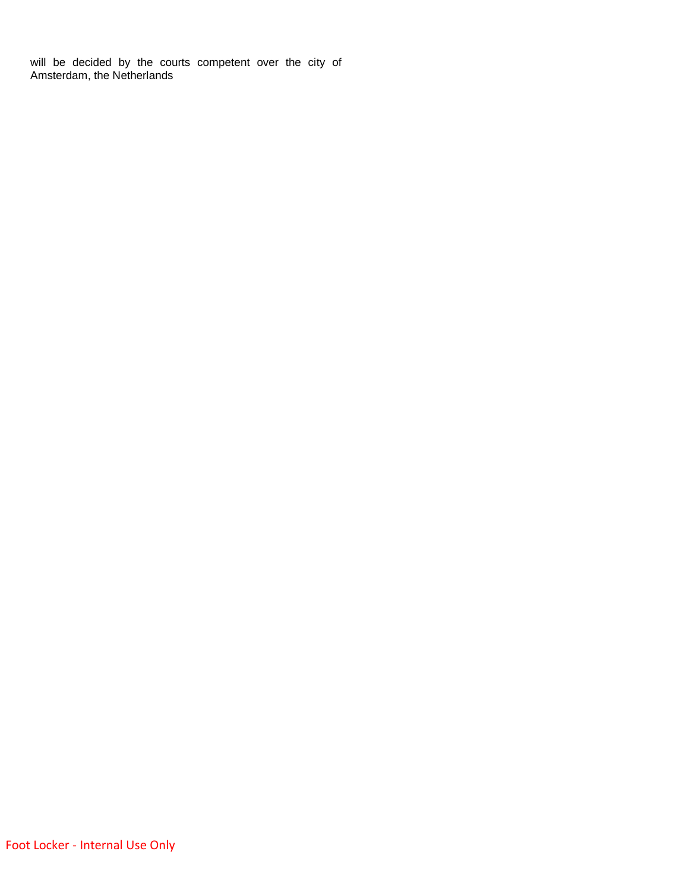will be decided by the courts competent over the city of Amsterdam, the Netherlands